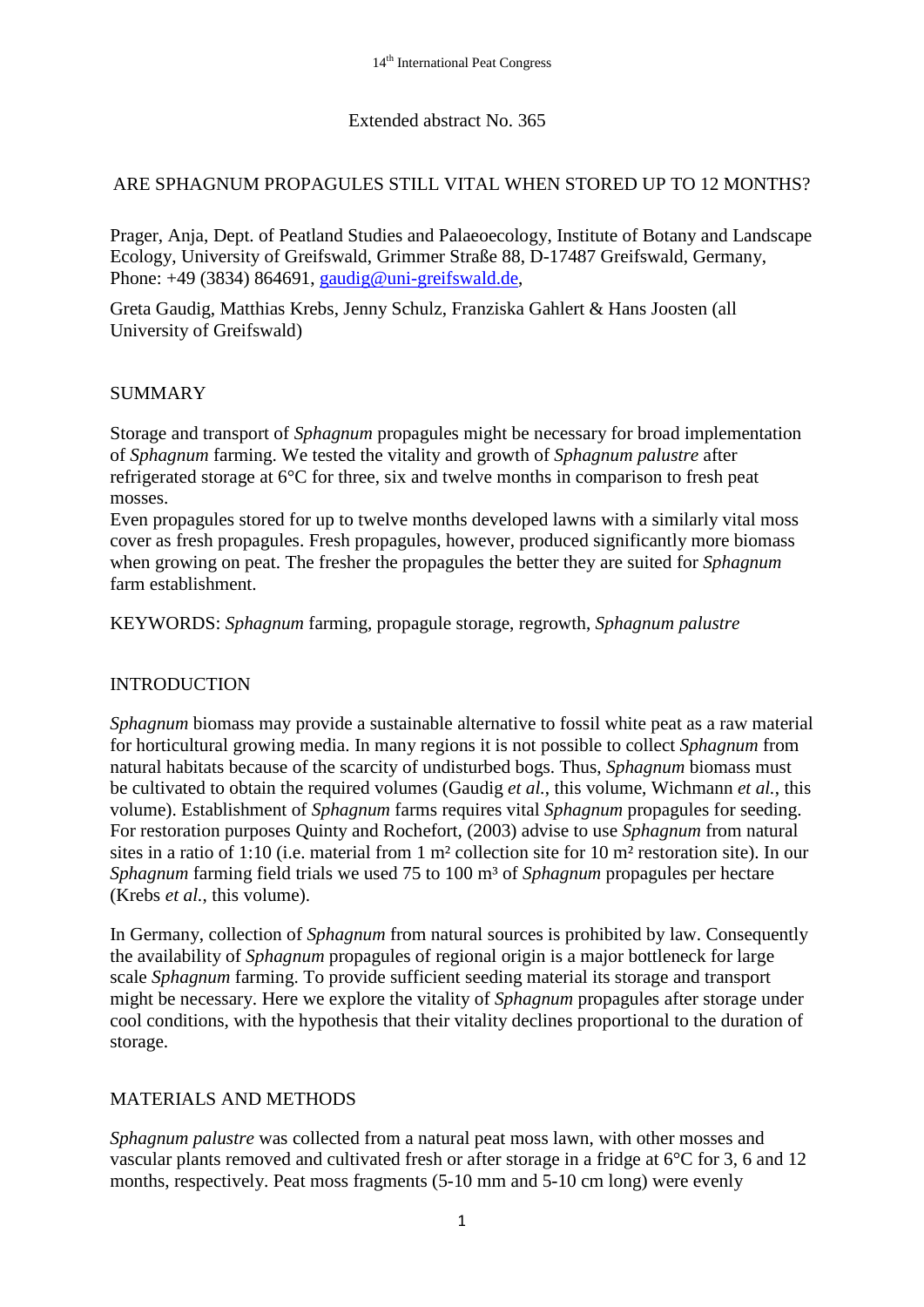Extended abstract No. 365

# ARE SPHAGNUM PROPAGULES STILL VITAL WHEN STORED UP TO 12 MONTHS?

Prager, Anja, Dept. of Peatland Studies and Palaeoecology, Institute of Botany and Landscape Ecology, University of Greifswald, Grimmer Straße 88, D-17487 Greifswald, Germany, Phone: +49 (3834) 864691, gaudig@uni-greifswald.de,

Greta Gaudig, Matthias Krebs, Jenny Schulz, Franziska Gahlert & Hans Joosten (all University of Greifswald)

## SUMMARY

Storage and transport of *Sphagnum* propagules might be necessary for broad implementation of *Sphagnum* farming. We tested the vitality and growth of *Sphagnum palustre* after refrigerated storage at 6°C for three, six and twelve months in comparison to fresh peat mosses.

Even propagules stored for up to twelve months developed lawns with a similarly vital moss cover as fresh propagules. Fresh propagules, however, produced significantly more biomass when growing on peat. The fresher the propagules the better they are suited for *Sphagnum* farm establishment.

KEYWORDS: *Sphagnum* farming, propagule storage, regrowth, *Sphagnum palustre*

## INTRODUCTION

*Sphagnum* biomass may provide a sustainable alternative to fossil white peat as a raw material for horticultural growing media. In many regions it is not possible to collect *Sphagnum* from natural habitats because of the scarcity of undisturbed bogs. Thus, *Sphagnum* biomass must be cultivated to obtain the required volumes (Gaudig *et al.*, this volume, Wichmann *et al.*, this volume). Establishment of *Sphagnum* farms requires vital *Sphagnum* propagules for seeding. For restoration purposes Quinty and Rochefort, (2003) advise to use *Sphagnum* from natural sites in a ratio of 1:10 (i.e. material from 1 m² collection site for 10 m² restoration site). In our *Sphagnum* farming field trials we used 75 to 100 m³ of *Sphagnum* propagules per hectare (Krebs *et al.*, this volume).

In Germany, collection of *Sphagnum* from natural sources is prohibited by law. Consequently the availability of *Sphagnum* propagules of regional origin is a major bottleneck for large scale *Sphagnum* farming. To provide sufficient seeding material its storage and transport might be necessary. Here we explore the vitality of *Sphagnum* propagules after storage under cool conditions, with the hypothesis that their vitality declines proportional to the duration of storage.

## MATERIALS AND METHODS

*Sphagnum palustre* was collected from a natural peat moss lawn, with other mosses and vascular plants removed and cultivated fresh or after storage in a fridge at 6°C for 3, 6 and 12 months, respectively. Peat moss fragments (5-10 mm and 5-10 cm long) were evenly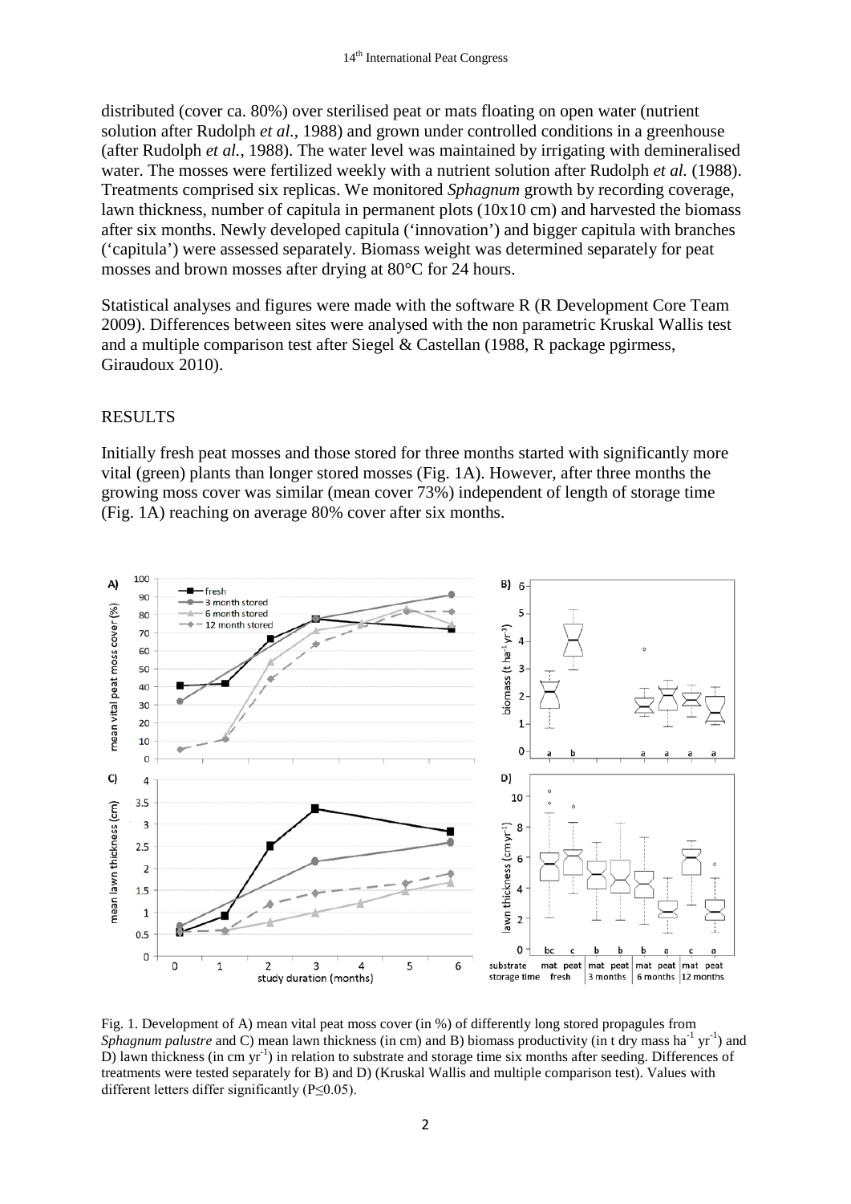distributed (cover ca. 80%) over sterilised peat or mats floating on open water (nutrient solution after Rudolph *et al.*, 1988) and grown under controlled conditions in a greenhouse (after Rudolph *et al.*, 1988). The water level was maintained by irrigating with demineralised water. The mosses were fertilized weekly with a nutrient solution after Rudolph *et al.* (1988). Treatments comprised six replicas. We monitored *Sphagnum* growth by recording coverage, lawn thickness, number of capitula in permanent plots (10x10 cm) and harvested the biomass after six months. Newly developed capitula ('innovation') and bigger capitula with branches ('capitula') were assessed separately. Biomass weight was determined separately for peat mosses and brown mosses after drying at 80°C for 24 hours.

Statistical analyses and figures were made with the software R (R Development Core Team 2009). Differences between sites were analysed with the non parametric Kruskal Wallis test and a multiple comparison test after Siegel & Castellan (1988, R package pgirmess, Giraudoux 2010).

## RESULTS

Initially fresh peat mosses and those stored for three months started with significantly more vital (green) plants than longer stored mosses (Fig. 1A). However, after three months the growing moss cover was similar (mean cover 73%) independent of length of storage time (Fig. 1A) reaching on average 80% cover after six months.

Fig. 1. Development of A) mean vital peat moss cover (in %) of differently long stored propagules from *Sphagnum palustre* and C) mean lawn thickness (in cm) and B) biomass productivity (in t dry mass $ha^{-1}$ $yr^{-1}$) and D) lawn thickness (in cm $yr^{-1}$) in relation to substrate and storage time six months after seeding. Differences of treatments were tested separately for B) and D) (Kruskal Wallis and multiple comparison test). Values with different letters differ significantly ($P \leq 0.05$).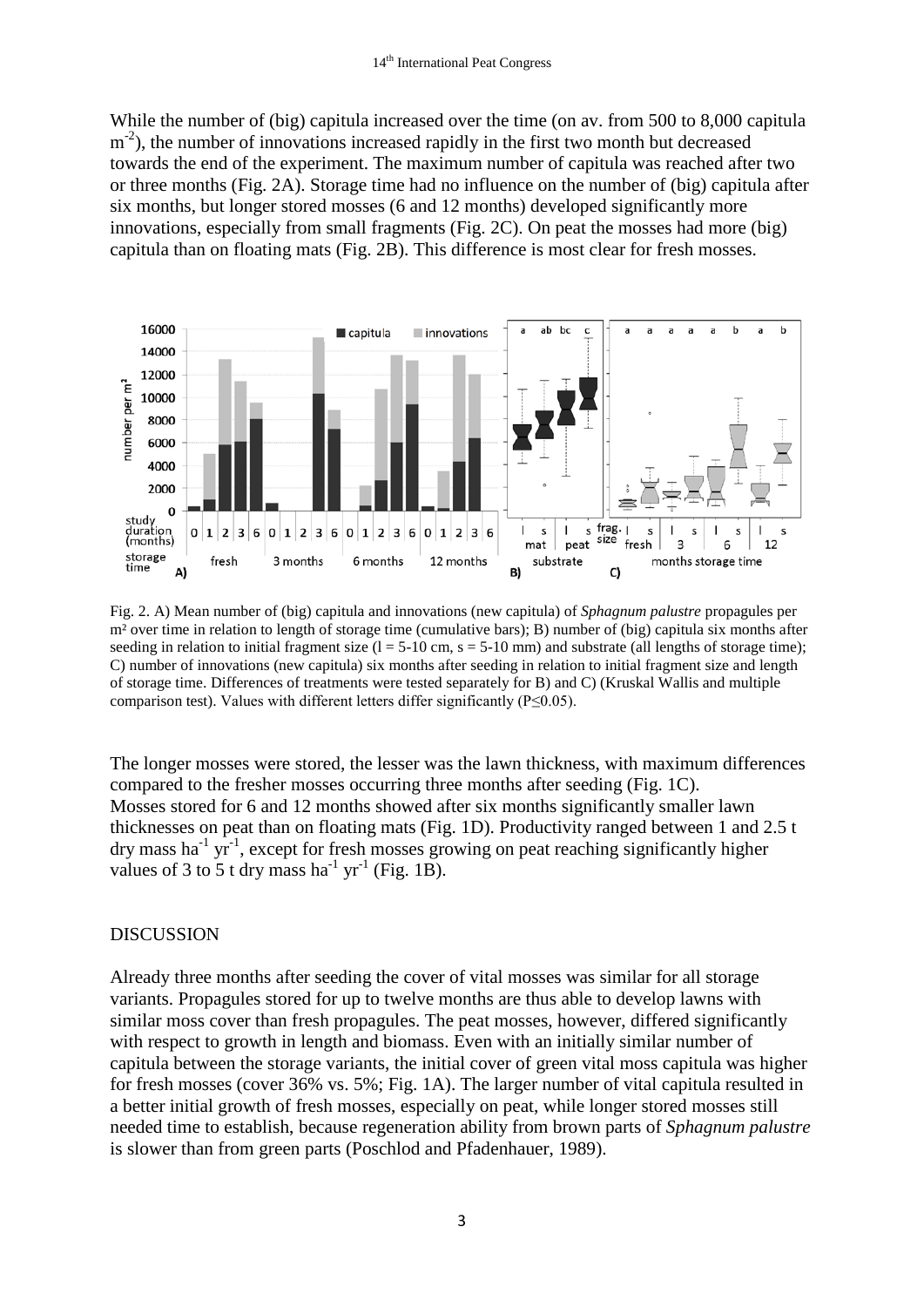While the number of (big) capitula increased over the time (on av. from 500 to 8,000 capitula $m^{-2}$), the number of innovations increased rapidly in the first two month but decreased towards the end of the experiment. The maximum number of capitula was reached after two or three months (Fig. 2A). Storage time had no influence on the number of (big) capitula after six months, but longer stored mosses (6 and 12 months) developed significantly more innovations, especially from small fragments (Fig. 2C). On peat the mosses had more (big) capitula than on floating mats (Fig. 2B). This difference is most clear for fresh mosses.

Fig. 2. A) Mean number of (big) capitula and innovations (new capitula) of *Sphagnum palustre* propagules per m² over time in relation to length of storage time (cumulative bars); B) number of (big) capitula six months after seeding in relation to initial fragment size (l = 5-10 cm, s = 5-10 mm) and substrate (all lengths of storage time); C) number of innovations (new capitula) six months after seeding in relation to initial fragment size and length of storage time. Differences of treatments were tested separately for B) and C) (Kruskal Wallis and multiple comparison test). Values with different letters differ significantly ($P \leq 0.05$).

The longer mosses were stored, the lesser was the lawn thickness, with maximum differences compared to the fresher mosses occurring three months after seeding (Fig. 1C). Mosses stored for 6 and 12 months showed after six months significantly smaller lawn thicknesses on peat than on floating mats (Fig. 1D). Productivity ranged between 1 and 2.5 t dry mass $ha^{-1}$ $yr^{-1}$, except for fresh mosses growing on peat reaching significantly higher values of 3 to 5 t dry mass $ha^{-1}$ $yr^{-1}$ (Fig. 1B).

## DISCUSSION

Already three months after seeding the cover of vital mosses was similar for all storage variants. Propagules stored for up to twelve months are thus able to develop lawns with similar moss cover than fresh propagules. The peat mosses, however, differed significantly with respect to growth in length and biomass. Even with an initially similar number of capitula between the storage variants, the initial cover of green vital moss capitula was higher for fresh mosses (cover 36% vs. 5%; Fig. 1A). The larger number of vital capitula resulted in a better initial growth of fresh mosses, especially on peat, while longer stored mosses still needed time to establish, because regeneration ability from brown parts of *Sphagnum palustre* is slower than from green parts (Poschlod and Pfadenhauer, 1989).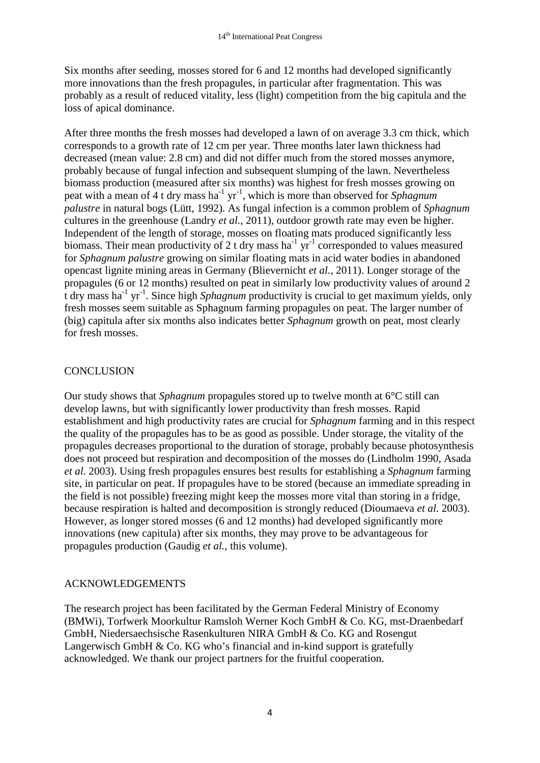Six months after seeding, mosses stored for 6 and 12 months had developed significantly more innovations than the fresh propagules, in particular after fragmentation. This was probably as a result of reduced vitality, less (light) competition from the big capitula and the loss of apical dominance.

After three months the fresh mosses had developed a lawn of on average 3.3 cm thick, which corresponds to a growth rate of 12 cm per year. Three months later lawn thickness had decreased (mean value: 2.8 cm) and did not differ much from the stored mosses anymore, probably because of fungal infection and subsequent slumping of the lawn. Nevertheless biomass production (measured after six months) was highest for fresh mosses growing on peat with a mean of 4 t dry mass $ha^{-1}$ $yr^{-1}$, which is more than observed for *Sphagnum palustre* in natural bogs (Lütt, 1992). As fungal infection is a common problem of *Sphagnum* cultures in the greenhouse (Landry *et al.*, 2011), outdoor growth rate may even be higher. Independent of the length of storage, mosses on floating mats produced significantly less biomass. Their mean productivity of 2 t dry mass $ha^{-1}$ $yr^{-1}$ corresponded to values measured for *Sphagnum palustre* growing on similar floating mats in acid water bodies in abandoned opencast lignite mining areas in Germany (Blievernicht *et al.*, 2011). Longer storage of the propagules (6 or 12 months) resulted on peat in similarly low productivity values of around 2 t dry mass $ha^{-1}$ $yr^{-1}$. Since high *Sphagnum* productivity is crucial to get maximum yields, only fresh mosses seem suitable as Sphagnum farming propagules on peat. The larger number of (big) capitula after six months also indicates better *Sphagnum* growth on peat, most clearly for fresh mosses.

## CONCLUSION

Our study shows that *Sphagnum* propagules stored up to twelve month at 6°C still can develop lawns, but with significantly lower productivity than fresh mosses. Rapid establishment and high productivity rates are crucial for *Sphagnum* farming and in this respect the quality of the propagules has to be as good as possible. Under storage, the vitality of the propagules decreases proportional to the duration of storage, probably because photosynthesis does not proceed but respiration and decomposition of the mosses do (Lindholm 1990, Asada *et al.* 2003). Using fresh propagules ensures best results for establishing a *Sphagnum* farming site, in particular on peat. If propagules have to be stored (because an immediate spreading in the field is not possible) freezing might keep the mosses more vital than storing in a fridge, because respiration is halted and decomposition is strongly reduced (Dioumaeva *et al.* 2003). However, as longer stored mosses (6 and 12 months) had developed significantly more innovations (new capitula) after six months, they may prove to be advantageous for propagules production (Gaudig *et al.*, this volume).

## ACKNOWLEDGEMENTS

The research project has been facilitated by the German Federal Ministry of Economy (BMWi), Torfwerk Moorkultur Ramsloh Werner Koch GmbH & Co. KG, mst-Draenbedarf GmbH, Niedersaechsische Rasenkulturen NIRA GmbH & Co. KG and Rosengut Langerwisch GmbH & Co. KG who's financial and in-kind support is gratefully acknowledged. We thank our project partners for the fruitful cooperation.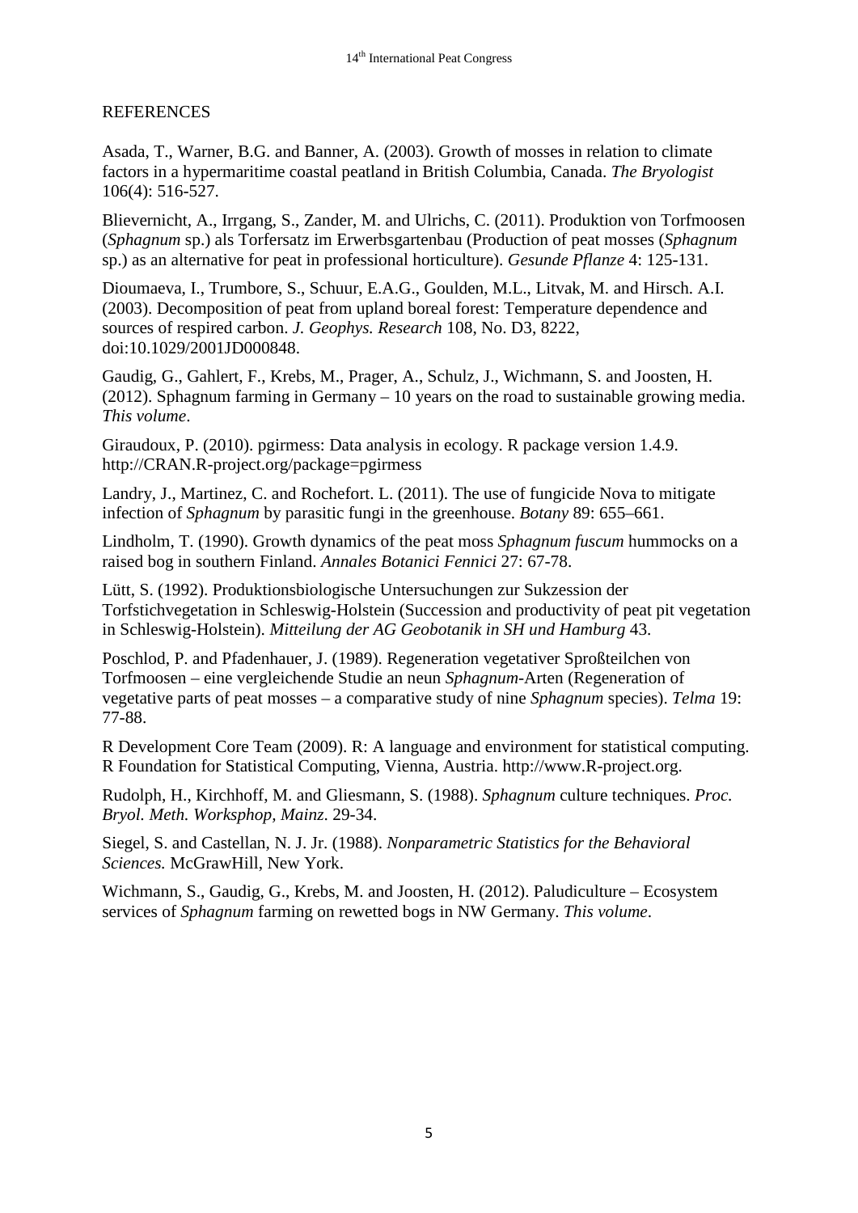## REFERENCES

Asada, T., Warner, B.G. and Banner, A. (2003). Growth of mosses in relation to climate factors in a hypermaritime coastal peatland in British Columbia, Canada. *The Bryologist* 106(4): 516-527.

Blievernicht, A., Irrgang, S., Zander, M. and Ulrichs, C. (2011). Produktion von Torfmoosen (*Sphagnum* sp.) als Torfersatz im Erwerbsgartenbau (Production of peat mosses (*Sphagnum* sp.) as an alternative for peat in professional horticulture). *Gesunde Pflanze* 4: 125-131.

Dioumaeva, I., Trumbore, S., Schuur, E.A.G., Goulden, M.L., Litvak, M. and Hirsch. A.I. (2003). Decomposition of peat from upland boreal forest: Temperature dependence and sources of respired carbon. *J. Geophys. Research* 108, No. D3, 8222, doi:10.1029/2001JD000848.

Gaudig, G., Gahlert, F., Krebs, M., Prager, A., Schulz, J., Wichmann, S. and Joosten, H. (2012). Sphagnum farming in Germany – 10 years on the road to sustainable growing media. *This volume*.

Giraudoux, P. (2010). pgirmess: Data analysis in ecology. R package version 1.4.9. http://CRAN.R-project.org/package=pgirmess

Landry, J., Martinez, C. and Rochefort. L. (2011). The use of fungicide Nova to mitigate infection of *Sphagnum* by parasitic fungi in the greenhouse. *Botany* 89: 655–661.

Lindholm, T. (1990). Growth dynamics of the peat moss *Sphagnum fuscum* hummocks on a raised bog in southern Finland. *Annales Botanici Fennici* 27: 67-78.

Lütt, S. (1992). Produktionsbiologische Untersuchungen zur Sukzession der Torfstichvegetation in Schleswig-Holstein (Succession and productivity of peat pit vegetation in Schleswig-Holstein). *Mitteilung der AG Geobotanik in SH und Hamburg* 43.

Poschlod, P. and Pfadenhauer, J. (1989). Regeneration vegetativer Sproßteilchen von Torfmoosen – eine vergleichende Studie an neun *Sphagnum*-Arten (Regeneration of vegetative parts of peat mosses – a comparative study of nine *Sphagnum* species). *Telma* 19: 77-88.

R Development Core Team (2009). R: A language and environment for statistical computing. R Foundation for Statistical Computing, Vienna, Austria. http://www.R-project.org.

Rudolph, H., Kirchhoff, M. and Gliesmann, S. (1988). *Sphagnum* culture techniques. *Proc. Bryol. Meth. Worksphop, Mainz*. 29-34.

Siegel, S. and Castellan, N. J. Jr. (1988). *Nonparametric Statistics for the Behavioral Sciences.* McGrawHill, New York.

Wichmann, S., Gaudig, G., Krebs, M. and Joosten, H. (2012). Paludiculture – Ecosystem services of *Sphagnum* farming on rewetted bogs in NW Germany. *This volume*.